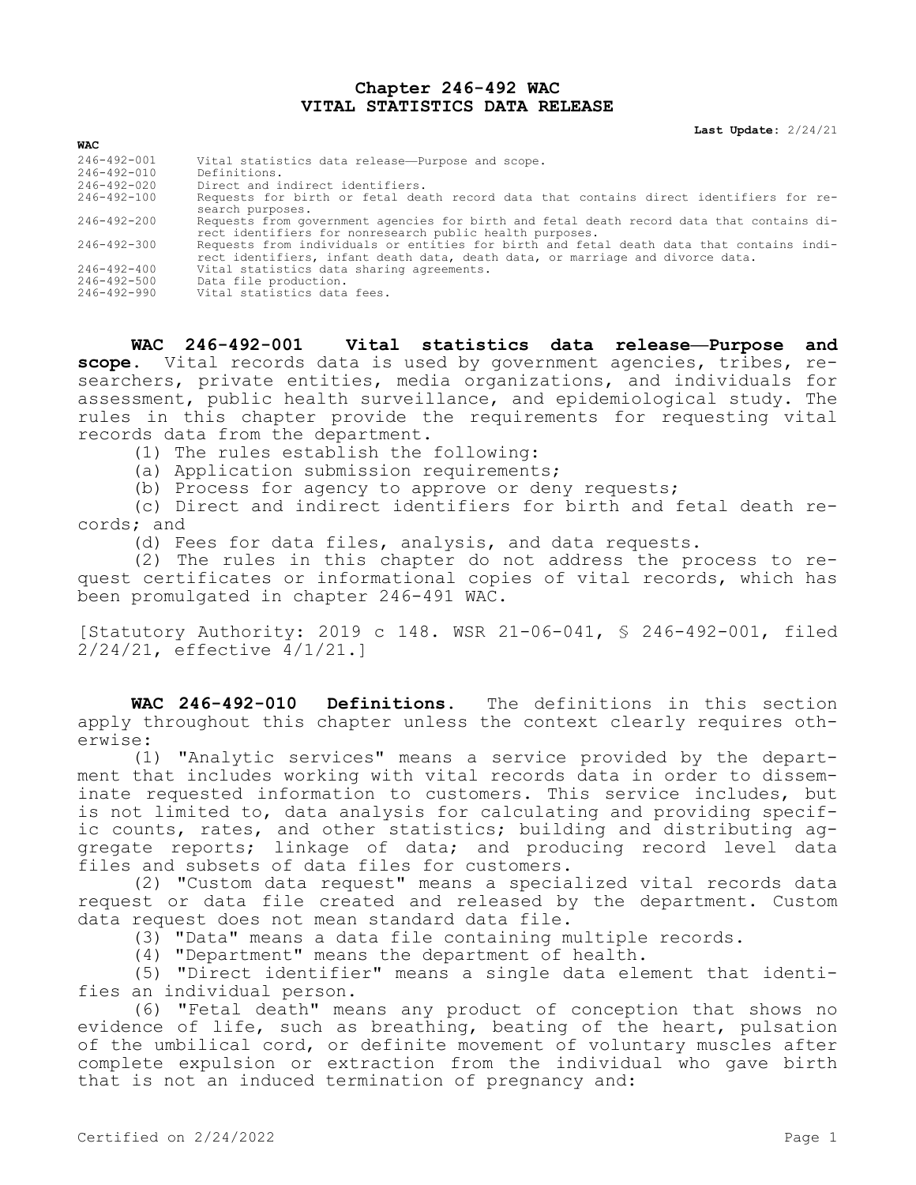# Chapter 246-492 WAC
# VITAL STATISTICS DATA RELEASE

**Last Update:** 2/24/21

| WAC | |
|---|---|
| 246-492-001 | Vital statistics data release—Purpose and scope. |
| 246-492-010 | Definitions. |
| 246-492-020 | Direct and indirect identifiers. |
| 246-492-100 | Requests for birth or fetal death record data that contains direct identifiers for research purposes. |
| 246-492-200 | Requests from government agencies for birth and fetal death record data that contains direct identifiers for nonresearch public health purposes. |
| 246-492-300 | Requests from individuals or entities for birth and fetal death data that contains indirect identifiers, infant death data, death data, or marriage and divorce data. |
| 246-492-400 | Vital statistics data sharing agreements. |
| 246-492-500 | Data file production. |
| 246-492-990 | Vital statistics data fees. |

**WAC 246-492-001 Vital statistics data release—Purpose and scope.** Vital records data is used by government agencies, tribes, researchers, private entities, media organizations, and individuals for assessment, public health surveillance, and epidemiological study. The rules in this chapter provide the requirements for requesting vital records data from the department.

(1) The rules establish the following:

(a) Application submission requirements;

(b) Process for agency to approve or deny requests;

(c) Direct and indirect identifiers for birth and fetal death records; and

(d) Fees for data files, analysis, and data requests.

(2) The rules in this chapter do not address the process to request certificates or informational copies of vital records, which has been promulgated in chapter 246-491 WAC.

[Statutory Authority: 2019 c 148. WSR 21-06-041, § 246-492-001, filed 2/24/21, effective 4/1/21.]

**WAC 246-492-010 Definitions.** The definitions in this section apply throughout this chapter unless the context clearly requires otherwise:

(1) "Analytic services" means a service provided by the department that includes working with vital records data in order to disseminate requested information to customers. This service includes, but is not limited to, data analysis for calculating and providing specific counts, rates, and other statistics; building and distributing aggregate reports; linkage of data; and producing record level data files and subsets of data files for customers.

(2) "Custom data request" means a specialized vital records data request or data file created and released by the department. Custom data request does not mean standard data file.

(3) "Data" means a data file containing multiple records.

(4) "Department" means the department of health.

(5) "Direct identifier" means a single data element that identifies an individual person.

(6) "Fetal death" means any product of conception that shows no evidence of life, such as breathing, beating of the heart, pulsation of the umbilical cord, or definite movement of voluntary muscles after complete expulsion or extraction from the individual who gave birth that is not an induced termination of pregnancy and: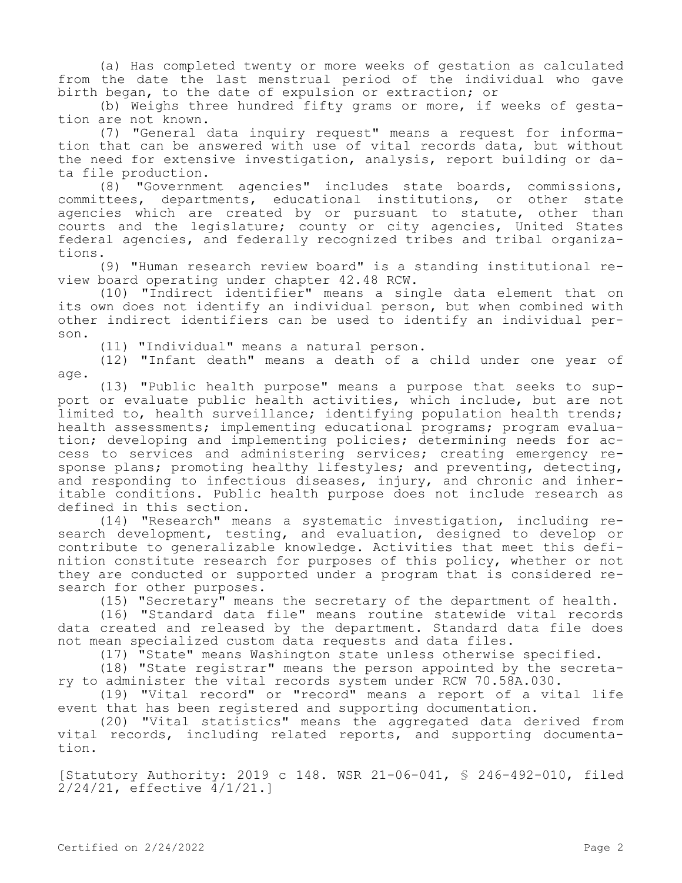(a) Has completed twenty or more weeks of gestation as calculated from the date the last menstrual period of the individual who gave birth began, to the date of expulsion or extraction; or

(b) Weighs three hundred fifty grams or more, if weeks of gestation are not known.

(7) "General data inquiry request" means a request for information that can be answered with use of vital records data, but without the need for extensive investigation, analysis, report building or data file production.

(8) "Government agencies" includes state boards, commissions, committees, departments, educational institutions, or other state agencies which are created by or pursuant to statute, other than courts and the legislature; county or city agencies, United States federal agencies, and federally recognized tribes and tribal organizations.

(9) "Human research review board" is a standing institutional review board operating under chapter 42.48 RCW.

(10) "Indirect identifier" means a single data element that on its own does not identify an individual person, but when combined with other indirect identifiers can be used to identify an individual person.

(11) "Individual" means a natural person.

(12) "Infant death" means a death of a child under one year of age.

(13) "Public health purpose" means a purpose that seeks to support or evaluate public health activities, which include, but are not limited to, health surveillance; identifying population health trends; health assessments; implementing educational programs; program evaluation; developing and implementing policies; determining needs for access to services and administering services; creating emergency response plans; promoting healthy lifestyles; and preventing, detecting, and responding to infectious diseases, injury, and chronic and inheritable conditions. Public health purpose does not include research as defined in this section.

(14) "Research" means a systematic investigation, including research development, testing, and evaluation, designed to develop or contribute to generalizable knowledge. Activities that meet this definition constitute research for purposes of this policy, whether or not they are conducted or supported under a program that is considered research for other purposes.

(15) "Secretary" means the secretary of the department of health.

(16) "Standard data file" means routine statewide vital records data created and released by the department. Standard data file does not mean specialized custom data requests and data files.

(17) "State" means Washington state unless otherwise specified.

(18) "State registrar" means the person appointed by the secretary to administer the vital records system under RCW 70.58A.030.

(19) "Vital record" or "record" means a report of a vital life event that has been registered and supporting documentation.

(20) "Vital statistics" means the aggregated data derived from vital records, including related reports, and supporting documentation.

[Statutory Authority: 2019 c 148. WSR 21-06-041, § 246-492-010, filed 2/24/21, effective 4/1/21.]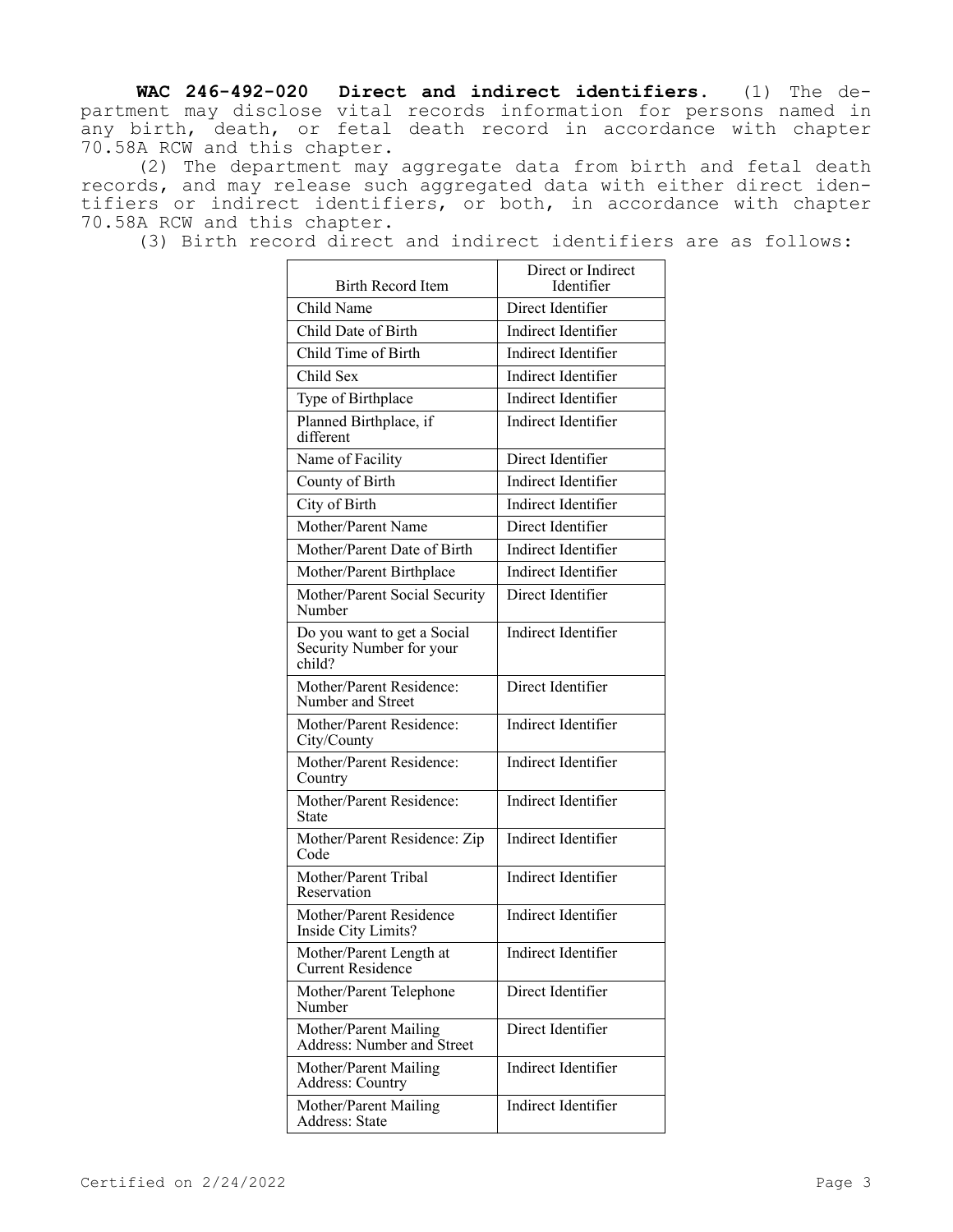**WAC 246-492-020 Direct and indirect identifiers.** (1) The department may disclose vital records information for persons named in any birth, death, or fetal death record in accordance with chapter 70.58A RCW and this chapter.

(2) The department may aggregate data from birth and fetal death records, and may release such aggregated data with either direct identifiers or indirect identifiers, or both, in accordance with chapter 70.58A RCW and this chapter.

(3) Birth record direct and indirect identifiers are as follows:

| Birth Record Item | Direct or Indirect Identifier |
|---|---|
| Child Name | Direct Identifier |
| Child Date of Birth | Indirect Identifier |
| Child Time of Birth | Indirect Identifier |
| Child Sex | Indirect Identifier |
| Type of Birthplace | Indirect Identifier |
| Planned Birthplace, if different | Indirect Identifier |
| Name of Facility | Direct Identifier |
| County of Birth | Indirect Identifier |
| City of Birth | Indirect Identifier |
| Mother/Parent Name | Direct Identifier |
| Mother/Parent Date of Birth | Indirect Identifier |
| Mother/Parent Birthplace | Indirect Identifier |
| Mother/Parent Social Security Number | Direct Identifier |
| Do you want to get a Social Security Number for your child? | Indirect Identifier |
| Mother/Parent Residence: Number and Street | Direct Identifier |
| Mother/Parent Residence: City/County | Indirect Identifier |
| Mother/Parent Residence: Country | Indirect Identifier |
| Mother/Parent Residence: State | Indirect Identifier |
| Mother/Parent Residence: Zip Code | Indirect Identifier |
| Mother/Parent Tribal Reservation | Indirect Identifier |
| Mother/Parent Residence Inside City Limits? | Indirect Identifier |
| Mother/Parent Length at Current Residence | Indirect Identifier |
| Mother/Parent Telephone Number | Direct Identifier |
| Mother/Parent Mailing Address: Number and Street | Direct Identifier |
| Mother/Parent Mailing Address: Country | Indirect Identifier |
| Mother/Parent Mailing Address: State | Indirect Identifier |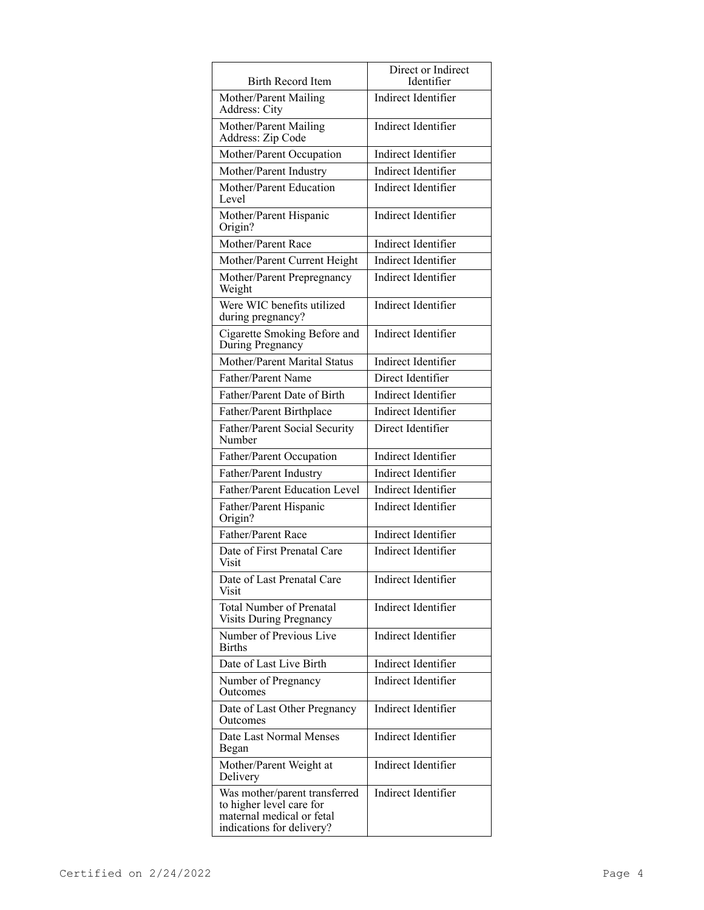| Birth Record Item | Direct or Indirect Identifier |
|---|---|
| Mother/Parent Mailing Address: City | Indirect Identifier |
| Mother/Parent Mailing Address: Zip Code | Indirect Identifier |
| Mother/Parent Occupation | Indirect Identifier |
| Mother/Parent Industry | Indirect Identifier |
| Mother/Parent Education Level | Indirect Identifier |
| Mother/Parent Hispanic Origin? | Indirect Identifier |
| Mother/Parent Race | Indirect Identifier |
| Mother/Parent Current Height | Indirect Identifier |
| Mother/Parent Prepregnancy Weight | Indirect Identifier |
| Were WIC benefits utilized during pregnancy? | Indirect Identifier |
| Cigarette Smoking Before and During Pregnancy | Indirect Identifier |
| Mother/Parent Marital Status | Indirect Identifier |
| Father/Parent Name | Direct Identifier |
| Father/Parent Date of Birth | Indirect Identifier |
| Father/Parent Birthplace | Indirect Identifier |
| Father/Parent Social Security Number | Direct Identifier |
| Father/Parent Occupation | Indirect Identifier |
| Father/Parent Industry | Indirect Identifier |
| Father/Parent Education Level | Indirect Identifier |
| Father/Parent Hispanic Origin? | Indirect Identifier |
| Father/Parent Race | Indirect Identifier |
| Date of First Prenatal Care Visit | Indirect Identifier |
| Date of Last Prenatal Care Visit | Indirect Identifier |
| Total Number of Prenatal Visits During Pregnancy | Indirect Identifier |
| Number of Previous Live Births | Indirect Identifier |
| Date of Last Live Birth | Indirect Identifier |
| Number of Pregnancy Outcomes | Indirect Identifier |
| Date of Last Other Pregnancy Outcomes | Indirect Identifier |
| Date Last Normal Menses Began | Indirect Identifier |
| Mother/Parent Weight at Delivery | Indirect Identifier |
| Was mother/parent transferred to higher level care for maternal medical or fetal indications for delivery? | Indirect Identifier |

Certified on 2/24/2022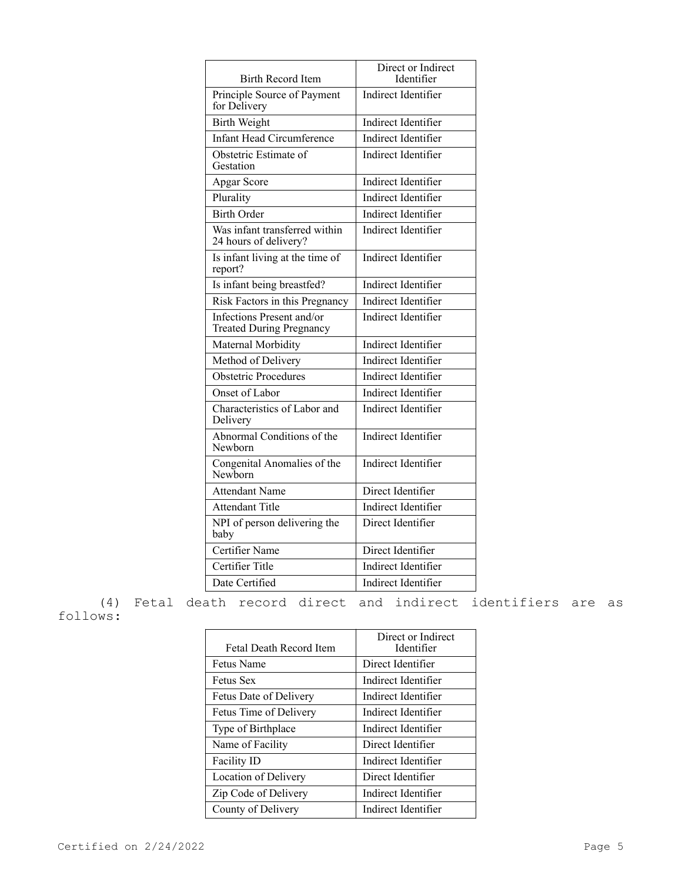| Birth Record Item | Direct or Indirect Identifier |
| --- | --- |
| Principle Source of Payment for Delivery | Indirect Identifier |
| Birth Weight | Indirect Identifier |
| Infant Head Circumference | Indirect Identifier |
| Obstetric Estimate of Gestation | Indirect Identifier |
| Apgar Score | Indirect Identifier |
| Plurality | Indirect Identifier |
| Birth Order | Indirect Identifier |
| Was infant transferred within 24 hours of delivery? | Indirect Identifier |
| Is infant living at the time of report? | Indirect Identifier |
| Is infant being breastfed? | Indirect Identifier |
| Risk Factors in this Pregnancy | Indirect Identifier |
| Infections Present and/or Treated During Pregnancy | Indirect Identifier |
| Maternal Morbidity | Indirect Identifier |
| Method of Delivery | Indirect Identifier |
| Obstetric Procedures | Indirect Identifier |
| Onset of Labor | Indirect Identifier |
| Characteristics of Labor and Delivery | Indirect Identifier |
| Abnormal Conditions of the Newborn | Indirect Identifier |
| Congenital Anomalies of the Newborn | Indirect Identifier |
| Attendant Name | Direct Identifier |
| Attendant Title | Indirect Identifier |
| NPI of person delivering the baby | Direct Identifier |
| Certifier Name | Direct Identifier |
| Certifier Title | Indirect Identifier |
| Date Certified | Indirect Identifier |

(4) Fetal death record direct and indirect identifiers are as follows:

| Fetal Death Record Item | Direct or Indirect Identifier |
| --- | --- |
| Fetus Name | Direct Identifier |
| Fetus Sex | Indirect Identifier |
| Fetus Date of Delivery | Indirect Identifier |
| Fetus Time of Delivery | Indirect Identifier |
| Type of Birthplace | Indirect Identifier |
| Name of Facility | Direct Identifier |
| Facility ID | Indirect Identifier |
| Location of Delivery | Direct Identifier |
| Zip Code of Delivery | Indirect Identifier |
| County of Delivery | Indirect Identifier |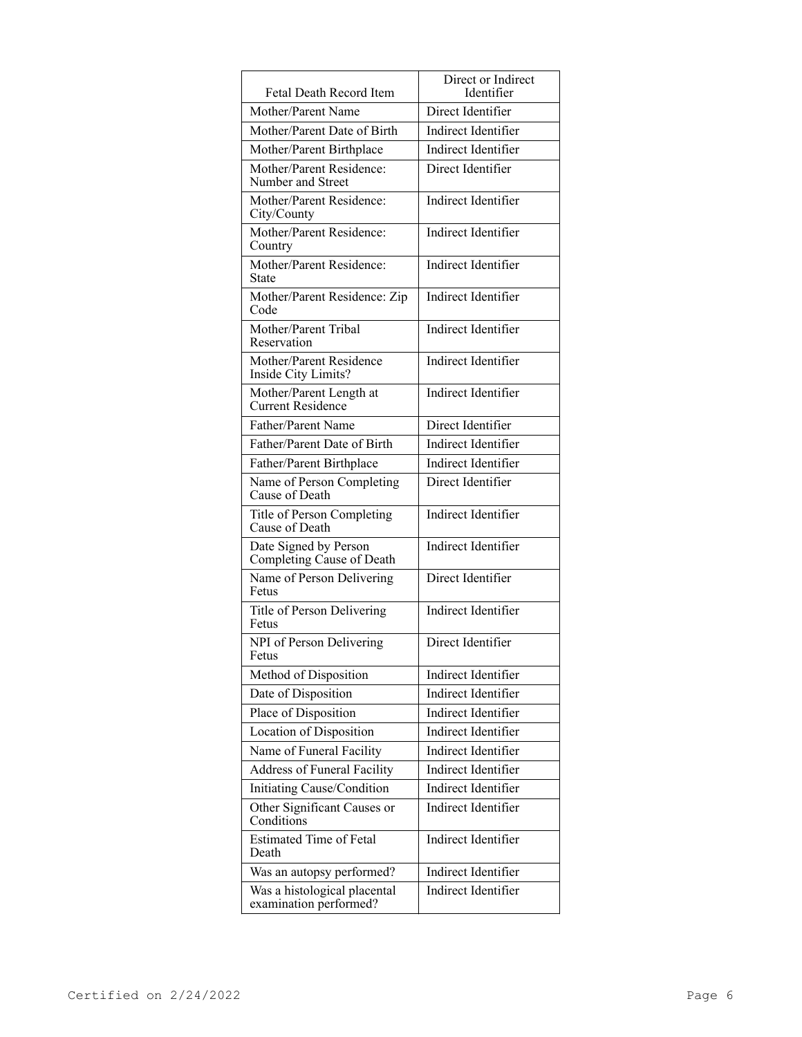| Fetal Death Record Item | Direct or Indirect Identifier |
| --- | --- |
| Mother/Parent Name | Direct Identifier |
| Mother/Parent Date of Birth | Indirect Identifier |
| Mother/Parent Birthplace | Indirect Identifier |
| Mother/Parent Residence: Number and Street | Direct Identifier |
| Mother/Parent Residence: City/County | Indirect Identifier |
| Mother/Parent Residence: Country | Indirect Identifier |
| Mother/Parent Residence: State | Indirect Identifier |
| Mother/Parent Residence: Zip Code | Indirect Identifier |
| Mother/Parent Tribal Reservation | Indirect Identifier |
| Mother/Parent Residence Inside City Limits? | Indirect Identifier |
| Mother/Parent Length at Current Residence | Indirect Identifier |
| Father/Parent Name | Direct Identifier |
| Father/Parent Date of Birth | Indirect Identifier |
| Father/Parent Birthplace | Indirect Identifier |
| Name of Person Completing Cause of Death | Direct Identifier |
| Title of Person Completing Cause of Death | Indirect Identifier |
| Date Signed by Person Completing Cause of Death | Indirect Identifier |
| Name of Person Delivering Fetus | Direct Identifier |
| Title of Person Delivering Fetus | Indirect Identifier |
| NPI of Person Delivering Fetus | Direct Identifier |
| Method of Disposition | Indirect Identifier |
| Date of Disposition | Indirect Identifier |
| Place of Disposition | Indirect Identifier |
| Location of Disposition | Indirect Identifier |
| Name of Funeral Facility | Indirect Identifier |
| Address of Funeral Facility | Indirect Identifier |
| Initiating Cause/Condition | Indirect Identifier |
| Other Significant Causes or Conditions | Indirect Identifier |
| Estimated Time of Fetal Death | Indirect Identifier |
| Was an autopsy performed? | Indirect Identifier |
| Was a histological placental examination performed? | Indirect Identifier |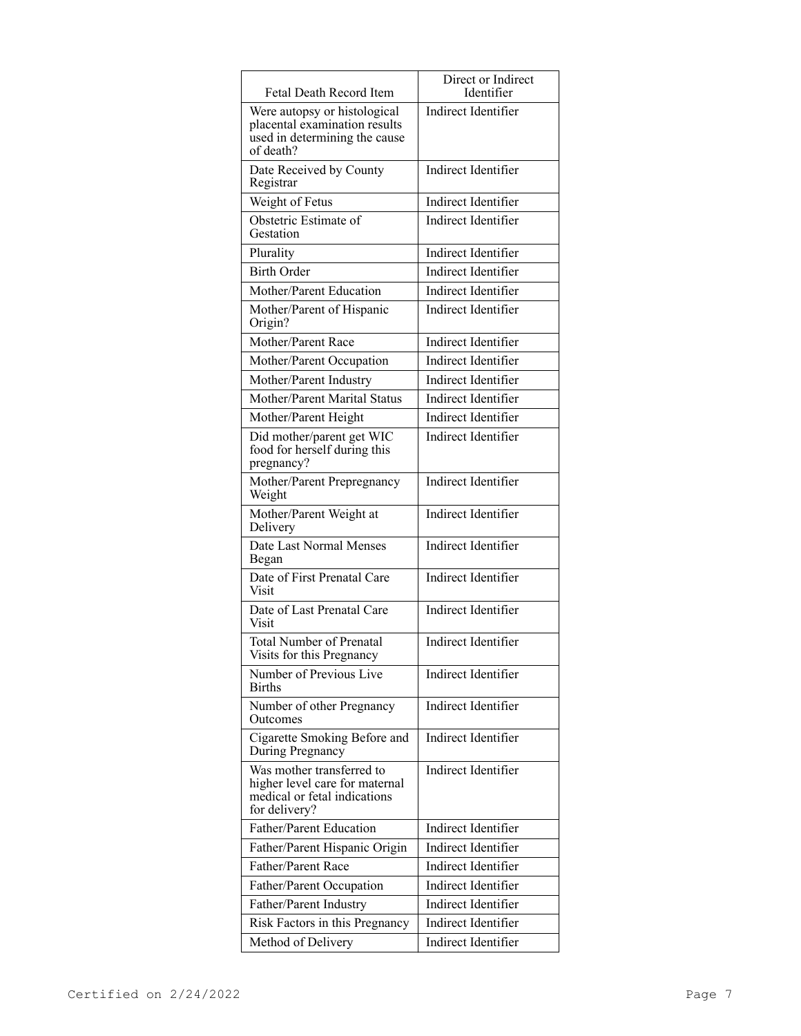| Fetal Death Record Item | Direct or Indirect Identifier |
| --- | --- |
| Were autopsy or histological placental examination results used in determining the cause of death? | Indirect Identifier |
| Date Received by County Registrar | Indirect Identifier |
| Weight of Fetus | Indirect Identifier |
| Obstetric Estimate of Gestation | Indirect Identifier |
| Plurality | Indirect Identifier |
| Birth Order | Indirect Identifier |
| Mother/Parent Education | Indirect Identifier |
| Mother/Parent of Hispanic Origin? | Indirect Identifier |
| Mother/Parent Race | Indirect Identifier |
| Mother/Parent Occupation | Indirect Identifier |
| Mother/Parent Industry | Indirect Identifier |
| Mother/Parent Marital Status | Indirect Identifier |
| Mother/Parent Height | Indirect Identifier |
| Did mother/parent get WIC food for herself during this pregnancy? | Indirect Identifier |
| Mother/Parent Prepregnancy Weight | Indirect Identifier |
| Mother/Parent Weight at Delivery | Indirect Identifier |
| Date Last Normal Menses Began | Indirect Identifier |
| Date of First Prenatal Care Visit | Indirect Identifier |
| Date of Last Prenatal Care Visit | Indirect Identifier |
| Total Number of Prenatal Visits for this Pregnancy | Indirect Identifier |
| Number of Previous Live Births | Indirect Identifier |
| Number of other Pregnancy Outcomes | Indirect Identifier |
| Cigarette Smoking Before and During Pregnancy | Indirect Identifier |
| Was mother transferred to higher level care for maternal medical or fetal indications for delivery? | Indirect Identifier |
| Father/Parent Education | Indirect Identifier |
| Father/Parent Hispanic Origin | Indirect Identifier |
| Father/Parent Race | Indirect Identifier |
| Father/Parent Occupation | Indirect Identifier |
| Father/Parent Industry | Indirect Identifier |
| Risk Factors in this Pregnancy | Indirect Identifier |
| Method of Delivery | Indirect Identifier |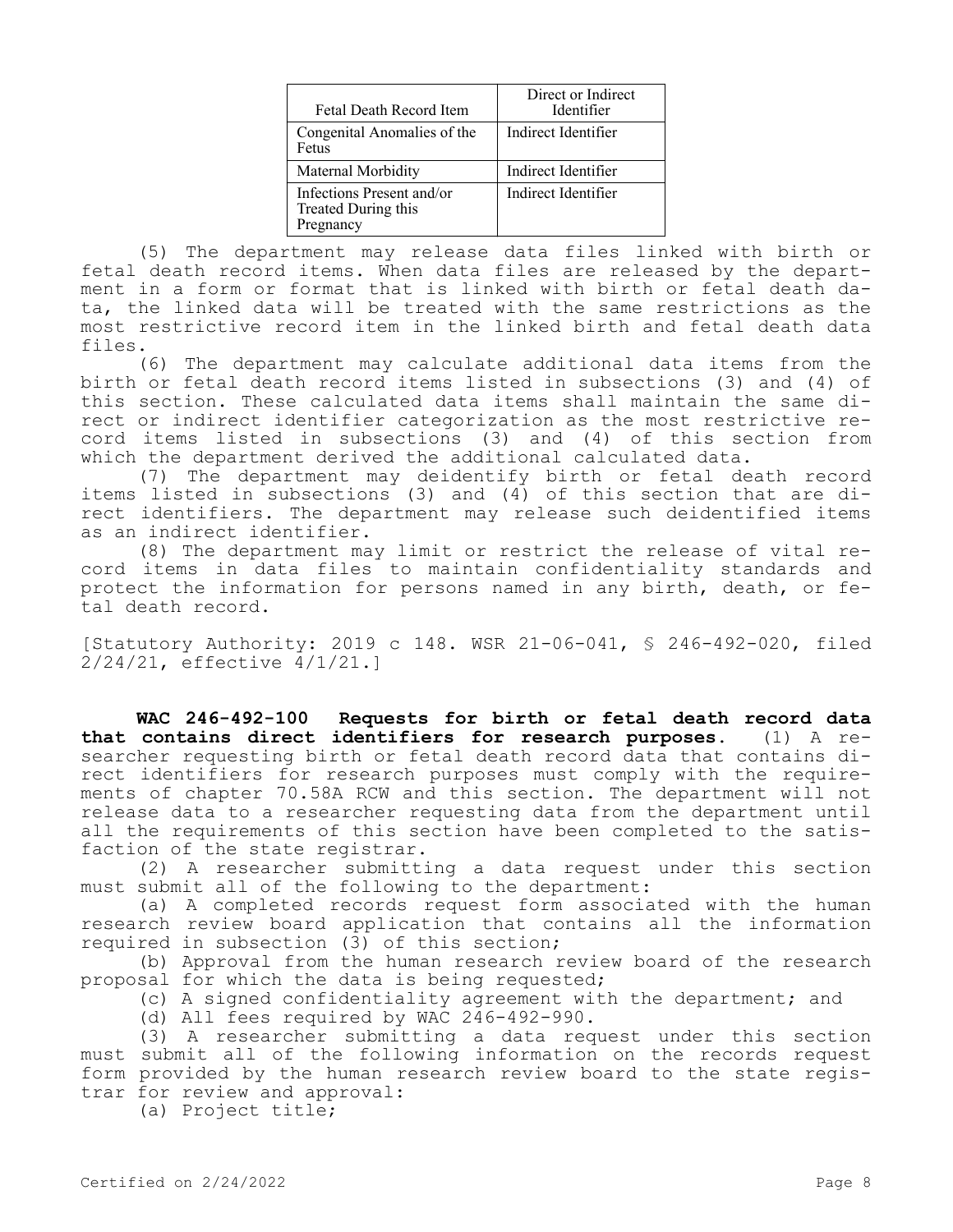| Fetal Death Record Item | Direct or Indirect Identifier |
| --- | --- |
| Congenital Anomalies of the Fetus | Indirect Identifier |
| Maternal Morbidity | Indirect Identifier |
| Infections Present and/or Treated During this Pregnancy | Indirect Identifier |

(5) The department may release data files linked with birth or fetal death record items. When data files are released by the department in a form or format that is linked with birth or fetal death data, the linked data will be treated with the same restrictions as the most restrictive record item in the linked birth and fetal death data files.

(6) The department may calculate additional data items from the birth or fetal death record items listed in subsections (3) and (4) of this section. These calculated data items shall maintain the same direct or indirect identifier categorization as the most restrictive record items listed in subsections (3) and (4) of this section from which the department derived the additional calculated data.

(7) The department may deidentify birth or fetal death record items listed in subsections (3) and (4) of this section that are direct identifiers. The department may release such deidentified items as an indirect identifier.

(8) The department may limit or restrict the release of vital record items in data files to maintain confidentiality standards and protect the information for persons named in any birth, death, or fetal death record.

[Statutory Authority: 2019 c 148. WSR 21-06-041, § 246-492-020, filed 2/24/21, effective 4/1/21.]

**WAC 246-492-100 Requests for birth or fetal death record data that contains direct identifiers for research purposes.** (1) A researcher requesting birth or fetal death record data that contains direct identifiers for research purposes must comply with the requirements of chapter 70.58A RCW and this section. The department will not release data to a researcher requesting data from the department until all the requirements of this section have been completed to the satisfaction of the state registrar.

(2) A researcher submitting a data request under this section must submit all of the following to the department:

(a) A completed records request form associated with the human research review board application that contains all the information required in subsection (3) of this section;

(b) Approval from the human research review board of the research proposal for which the data is being requested;

(c) A signed confidentiality agreement with the department; and

(d) All fees required by WAC 246-492-990.

(3) A researcher submitting a data request under this section must submit all of the following information on the records request form provided by the human research review board to the state registrar for review and approval:

(a) Project title;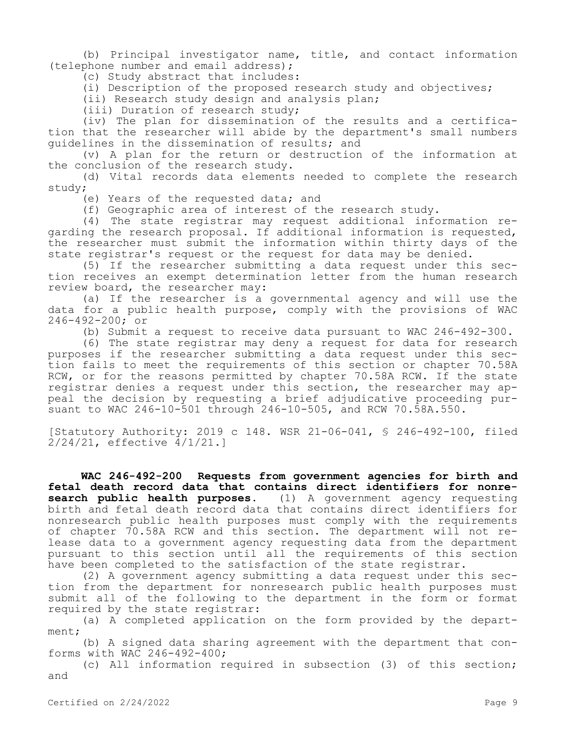(b) Principal investigator name, title, and contact information (telephone number and email address);

(c) Study abstract that includes:

(i) Description of the proposed research study and objectives;

(ii) Research study design and analysis plan;

(iii) Duration of research study;

(iv) The plan for dissemination of the results and a certification that the researcher will abide by the department's small numbers guidelines in the dissemination of results; and

(v) A plan for the return or destruction of the information at the conclusion of the research study.

(d) Vital records data elements needed to complete the research study;

(e) Years of the requested data; and

(f) Geographic area of interest of the research study.

(4) The state registrar may request additional information regarding the research proposal. If additional information is requested, the researcher must submit the information within thirty days of the state registrar's request or the request for data may be denied.

(5) If the researcher submitting a data request under this section receives an exempt determination letter from the human research review board, the researcher may:

(a) If the researcher is a governmental agency and will use the data for a public health purpose, comply with the provisions of WAC 246-492-200; or

(b) Submit a request to receive data pursuant to WAC 246-492-300.

(6) The state registrar may deny a request for data for research purposes if the researcher submitting a data request under this section fails to meet the requirements of this section or chapter 70.58A RCW, or for the reasons permitted by chapter 70.58A RCW. If the state registrar denies a request under this section, the researcher may appeal the decision by requesting a brief adjudicative proceeding pursuant to WAC 246-10-501 through 246-10-505, and RCW 70.58A.550.

[Statutory Authority: 2019 c 148. WSR 21-06-041, § 246-492-100, filed 2/24/21, effective 4/1/21.]

**WAC 246-492-200 Requests from government agencies for birth and fetal death record data that contains direct identifiers for nonresearch public health purposes.** (1) A government agency requesting birth and fetal death record data that contains direct identifiers for nonresearch public health purposes must comply with the requirements of chapter 70.58A RCW and this section. The department will not release data to a government agency requesting data from the department pursuant to this section until all the requirements of this section have been completed to the satisfaction of the state registrar.

(2) A government agency submitting a data request under this section from the department for nonresearch public health purposes must submit all of the following to the department in the form or format required by the state registrar:

(a) A completed application on the form provided by the department;

(b) A signed data sharing agreement with the department that conforms with WAC 246-492-400;

(c) All information required in subsection (3) of this section; and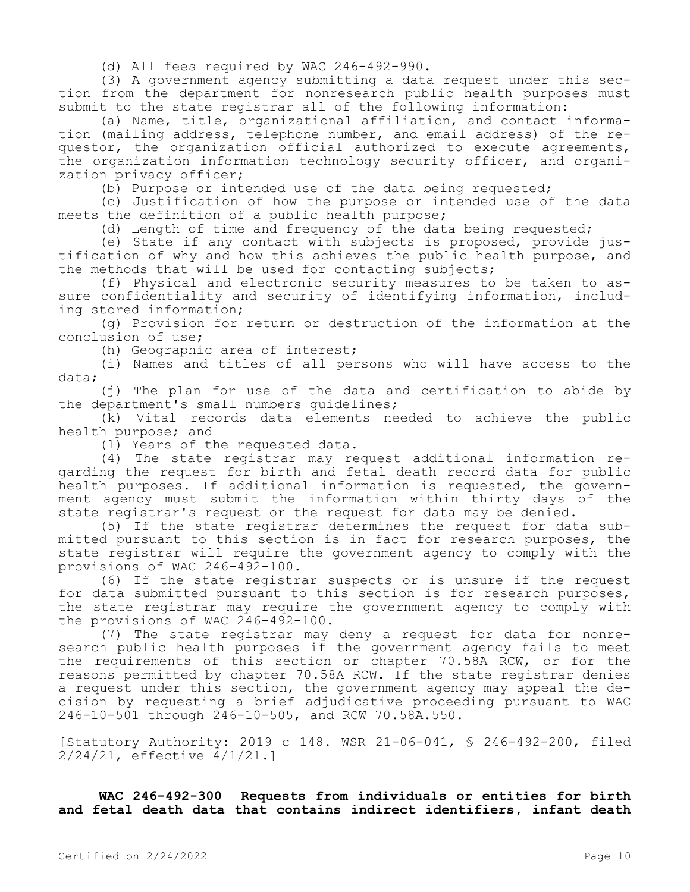(d) All fees required by WAC 246-492-990.

(3) A government agency submitting a data request under this section from the department for nonresearch public health purposes must submit to the state registrar all of the following information:

(a) Name, title, organizational affiliation, and contact information (mailing address, telephone number, and email address) of the requestor, the organization official authorized to execute agreements, the organization information technology security officer, and organization privacy officer;

(b) Purpose or intended use of the data being requested;

(c) Justification of how the purpose or intended use of the data meets the definition of a public health purpose;

(d) Length of time and frequency of the data being requested;

(e) State if any contact with subjects is proposed, provide justification of why and how this achieves the public health purpose, and the methods that will be used for contacting subjects;

(f) Physical and electronic security measures to be taken to assure confidentiality and security of identifying information, including stored information;

(g) Provision for return or destruction of the information at the conclusion of use;

(h) Geographic area of interest;

(i) Names and titles of all persons who will have access to the data;

(j) The plan for use of the data and certification to abide by the department's small numbers guidelines;

(k) Vital records data elements needed to achieve the public health purpose; and

(l) Years of the requested data.

(4) The state registrar may request additional information regarding the request for birth and fetal death record data for public health purposes. If additional information is requested, the government agency must submit the information within thirty days of the state registrar's request or the request for data may be denied.

(5) If the state registrar determines the request for data submitted pursuant to this section is in fact for research purposes, the state registrar will require the government agency to comply with the provisions of WAC 246-492-100.

(6) If the state registrar suspects or is unsure if the request for data submitted pursuant to this section is for research purposes, the state registrar may require the government agency to comply with the provisions of WAC 246-492-100.

(7) The state registrar may deny a request for data for nonresearch public health purposes if the government agency fails to meet the requirements of this section or chapter 70.58A RCW, or for the reasons permitted by chapter 70.58A RCW. If the state registrar denies a request under this section, the government agency may appeal the decision by requesting a brief adjudicative proceeding pursuant to WAC 246-10-501 through 246-10-505, and RCW 70.58A.550.

[Statutory Authority: 2019 c 148. WSR 21-06-041, § 246-492-200, filed 2/24/21, effective 4/1/21.]

**WAC 246-492-300 Requests from individuals or entities for birth and fetal death data that contains indirect identifiers, infant death**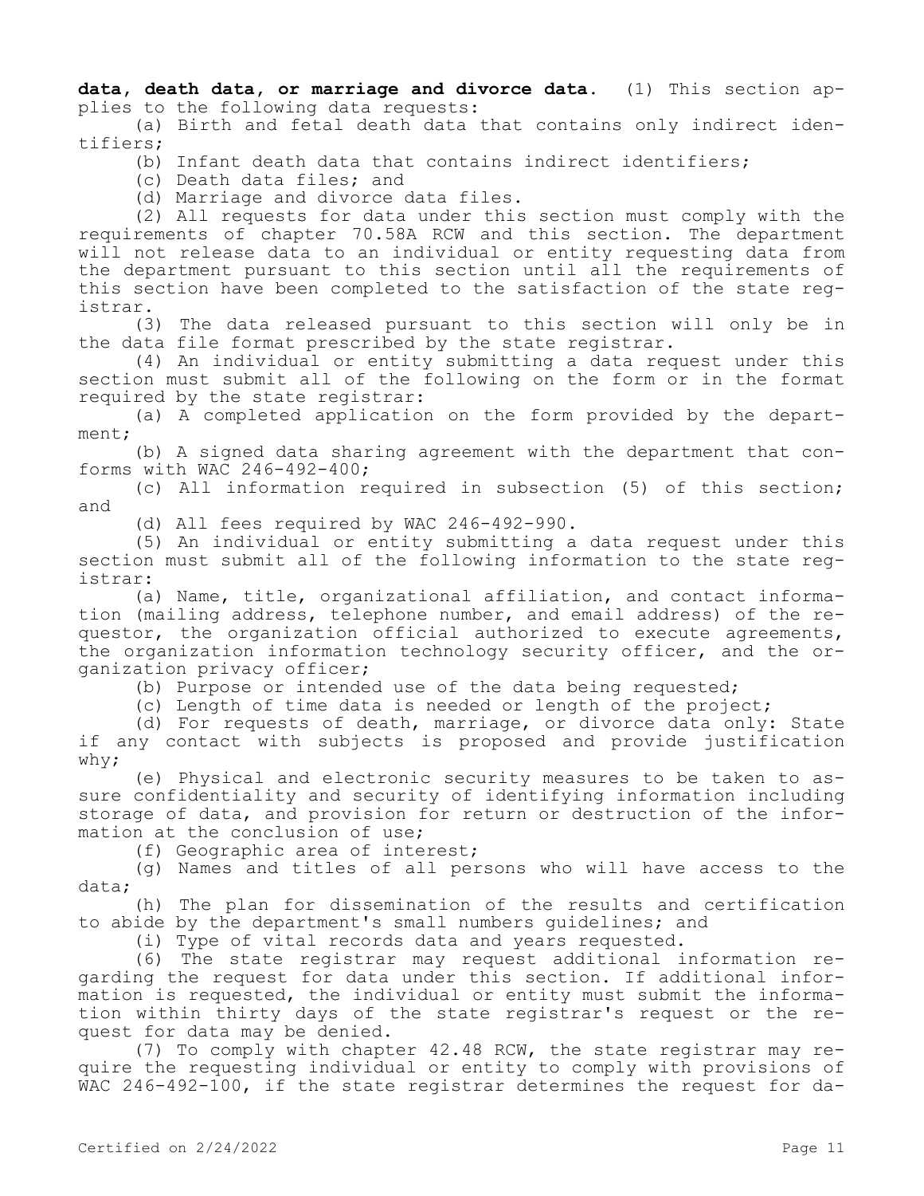**data, death data, or marriage and divorce data.** (1) This section applies to the following data requests:

(a) Birth and fetal death data that contains only indirect identifiers;

(b) Infant death data that contains indirect identifiers;

(c) Death data files; and

(d) Marriage and divorce data files.

(2) All requests for data under this section must comply with the requirements of chapter 70.58A RCW and this section. The department will not release data to an individual or entity requesting data from the department pursuant to this section until all the requirements of this section have been completed to the satisfaction of the state registrar.

(3) The data released pursuant to this section will only be in the data file format prescribed by the state registrar.

(4) An individual or entity submitting a data request under this section must submit all of the following on the form or in the format required by the state registrar:

(a) A completed application on the form provided by the department;

(b) A signed data sharing agreement with the department that conforms with WAC 246-492-400;

(c) All information required in subsection (5) of this section; and

(d) All fees required by WAC 246-492-990.

(5) An individual or entity submitting a data request under this section must submit all of the following information to the state registrar:

(a) Name, title, organizational affiliation, and contact information (mailing address, telephone number, and email address) of the requestor, the organization official authorized to execute agreements, the organization information technology security officer, and the organization privacy officer;

(b) Purpose or intended use of the data being requested;

(c) Length of time data is needed or length of the project;

(d) For requests of death, marriage, or divorce data only: State if any contact with subjects is proposed and provide justification why;

(e) Physical and electronic security measures to be taken to assure confidentiality and security of identifying information including storage of data, and provision for return or destruction of the information at the conclusion of use;

(f) Geographic area of interest;

(g) Names and titles of all persons who will have access to the data;

(h) The plan for dissemination of the results and certification to abide by the department's small numbers guidelines; and

(i) Type of vital records data and years requested.

(6) The state registrar may request additional information regarding the request for data under this section. If additional information is requested, the individual or entity must submit the information within thirty days of the state registrar's request or the request for data may be denied.

(7) To comply with chapter 42.48 RCW, the state registrar may require the requesting individual or entity to comply with provisions of WAC 246-492-100, if the state registrar determines the request for da-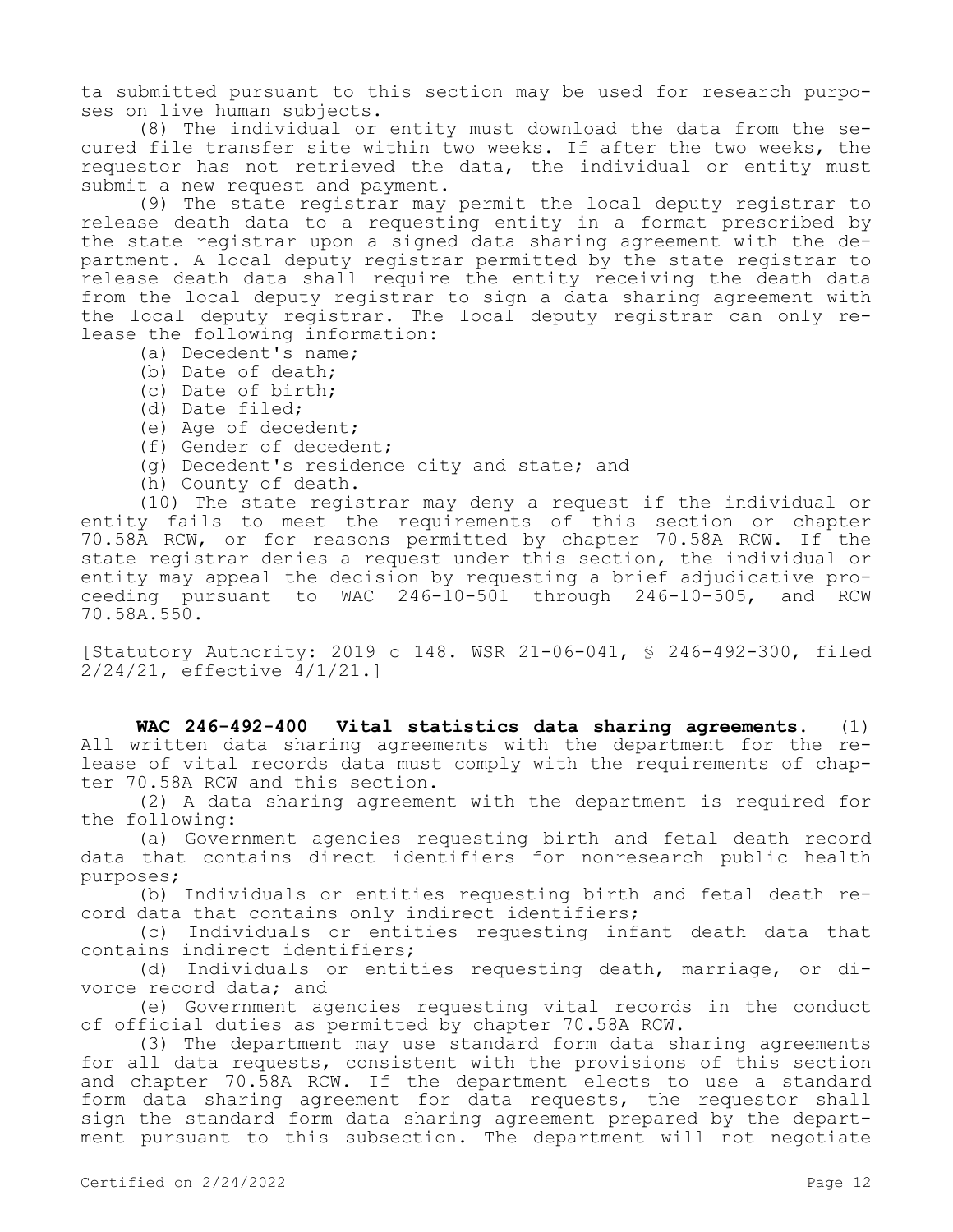ta submitted pursuant to this section may be used for research purposes on live human subjects.

(8) The individual or entity must download the data from the secured file transfer site within two weeks. If after the two weeks, the requestor has not retrieved the data, the individual or entity must submit a new request and payment.

(9) The state registrar may permit the local deputy registrar to release death data to a requesting entity in a format prescribed by the state registrar upon a signed data sharing agreement with the department. A local deputy registrar permitted by the state registrar to release death data shall require the entity receiving the death data from the local deputy registrar to sign a data sharing agreement with the local deputy registrar. The local deputy registrar can only release the following information:

(a) Decedent's name;

(b) Date of death;

(c) Date of birth;

(d) Date filed;

(e) Age of decedent;

(f) Gender of decedent;

(g) Decedent's residence city and state; and

(h) County of death.

(10) The state registrar may deny a request if the individual or entity fails to meet the requirements of this section or chapter 70.58A RCW, or for reasons permitted by chapter 70.58A RCW. If the state registrar denies a request under this section, the individual or entity may appeal the decision by requesting a brief adjudicative proceeding pursuant to WAC 246-10-501 through 246-10-505, and RCW 70.58A.550.

[Statutory Authority: 2019 c 148. WSR 21-06-041, § 246-492-300, filed 2/24/21, effective 4/1/21.]

**WAC 246-492-400 Vital statistics data sharing agreements.** (1) All written data sharing agreements with the department for the release of vital records data must comply with the requirements of chapter 70.58A RCW and this section.

(2) A data sharing agreement with the department is required for the following:

(a) Government agencies requesting birth and fetal death record data that contains direct identifiers for nonresearch public health purposes;

(b) Individuals or entities requesting birth and fetal death record data that contains only indirect identifiers;

(c) Individuals or entities requesting infant death data that contains indirect identifiers;

(d) Individuals or entities requesting death, marriage, or divorce record data; and

(e) Government agencies requesting vital records in the conduct of official duties as permitted by chapter 70.58A RCW.

(3) The department may use standard form data sharing agreements for all data requests, consistent with the provisions of this section and chapter 70.58A RCW. If the department elects to use a standard form data sharing agreement for data requests, the requestor shall sign the standard form data sharing agreement prepared by the department pursuant to this subsection. The department will not negotiate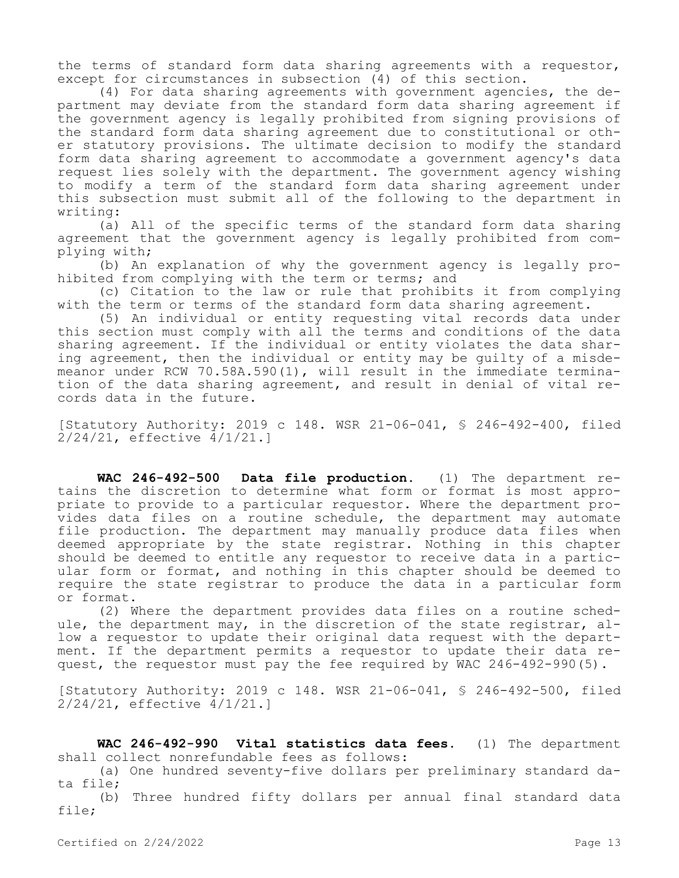the terms of standard form data sharing agreements with a requestor, except for circumstances in subsection (4) of this section.

(4) For data sharing agreements with government agencies, the department may deviate from the standard form data sharing agreement if the government agency is legally prohibited from signing provisions of the standard form data sharing agreement due to constitutional or other statutory provisions. The ultimate decision to modify the standard form data sharing agreement to accommodate a government agency's data request lies solely with the department. The government agency wishing to modify a term of the standard form data sharing agreement under this subsection must submit all of the following to the department in writing:

(a) All of the specific terms of the standard form data sharing agreement that the government agency is legally prohibited from complying with;

(b) An explanation of why the government agency is legally prohibited from complying with the term or terms; and

(c) Citation to the law or rule that prohibits it from complying with the term or terms of the standard form data sharing agreement.

(5) An individual or entity requesting vital records data under this section must comply with all the terms and conditions of the data sharing agreement. If the individual or entity violates the data sharing agreement, then the individual or entity may be guilty of a misdemeanor under RCW 70.58A.590(1), will result in the immediate termination of the data sharing agreement, and result in denial of vital records data in the future.

[Statutory Authority: 2019 c 148. WSR 21-06-041, § 246-492-400, filed 2/24/21, effective 4/1/21.]

**WAC 246-492-500 Data file production.** (1) The department retains the discretion to determine what form or format is most appropriate to provide to a particular requestor. Where the department provides data files on a routine schedule, the department may automate file production. The department may manually produce data files when deemed appropriate by the state registrar. Nothing in this chapter should be deemed to entitle any requestor to receive data in a particular form or format, and nothing in this chapter should be deemed to require the state registrar to produce the data in a particular form or format.

(2) Where the department provides data files on a routine schedule, the department may, in the discretion of the state registrar, allow a requestor to update their original data request with the department. If the department permits a requestor to update their data request, the requestor must pay the fee required by WAC 246-492-990(5).

[Statutory Authority: 2019 c 148. WSR 21-06-041, § 246-492-500, filed 2/24/21, effective 4/1/21.]

**WAC 246-492-990 Vital statistics data fees.** (1) The department shall collect nonrefundable fees as follows:

(a) One hundred seventy-five dollars per preliminary standard data file;

(b) Three hundred fifty dollars per annual final standard data file;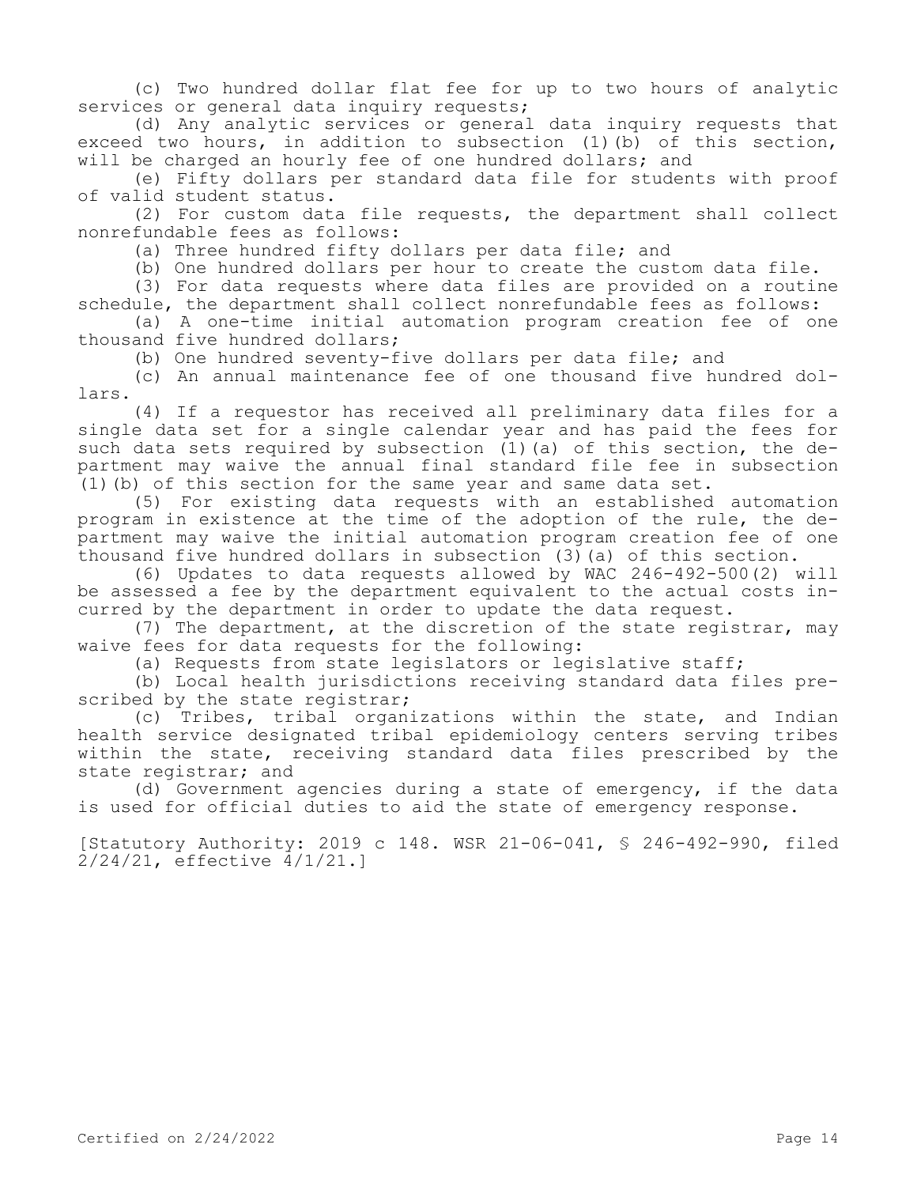(c) Two hundred dollar flat fee for up to two hours of analytic services or general data inquiry requests;

(d) Any analytic services or general data inquiry requests that exceed two hours, in addition to subsection (1)(b) of this section, will be charged an hourly fee of one hundred dollars; and

(e) Fifty dollars per standard data file for students with proof of valid student status.

(2) For custom data file requests, the department shall collect nonrefundable fees as follows:

(a) Three hundred fifty dollars per data file; and

(b) One hundred dollars per hour to create the custom data file.

(3) For data requests where data files are provided on a routine schedule, the department shall collect nonrefundable fees as follows:

(a) A one-time initial automation program creation fee of one thousand five hundred dollars;

(b) One hundred seventy-five dollars per data file; and

(c) An annual maintenance fee of one thousand five hundred dollars.

(4) If a requestor has received all preliminary data files for a single data set for a single calendar year and has paid the fees for such data sets required by subsection (1)(a) of this section, the department may waive the annual final standard file fee in subsection (1)(b) of this section for the same year and same data set.

(5) For existing data requests with an established automation program in existence at the time of the adoption of the rule, the department may waive the initial automation program creation fee of one thousand five hundred dollars in subsection (3)(a) of this section.

(6) Updates to data requests allowed by WAC 246-492-500(2) will be assessed a fee by the department equivalent to the actual costs incurred by the department in order to update the data request.

(7) The department, at the discretion of the state registrar, may waive fees for data requests for the following:

(a) Requests from state legislators or legislative staff;

(b) Local health jurisdictions receiving standard data files prescribed by the state registrar;

(c) Tribes, tribal organizations within the state, and Indian health service designated tribal epidemiology centers serving tribes within the state, receiving standard data files prescribed by the state registrar; and

(d) Government agencies during a state of emergency, if the data is used for official duties to aid the state of emergency response.

[Statutory Authority: 2019 c 148. WSR 21-06-041, § 246-492-990, filed 2/24/21, effective 4/1/21.]